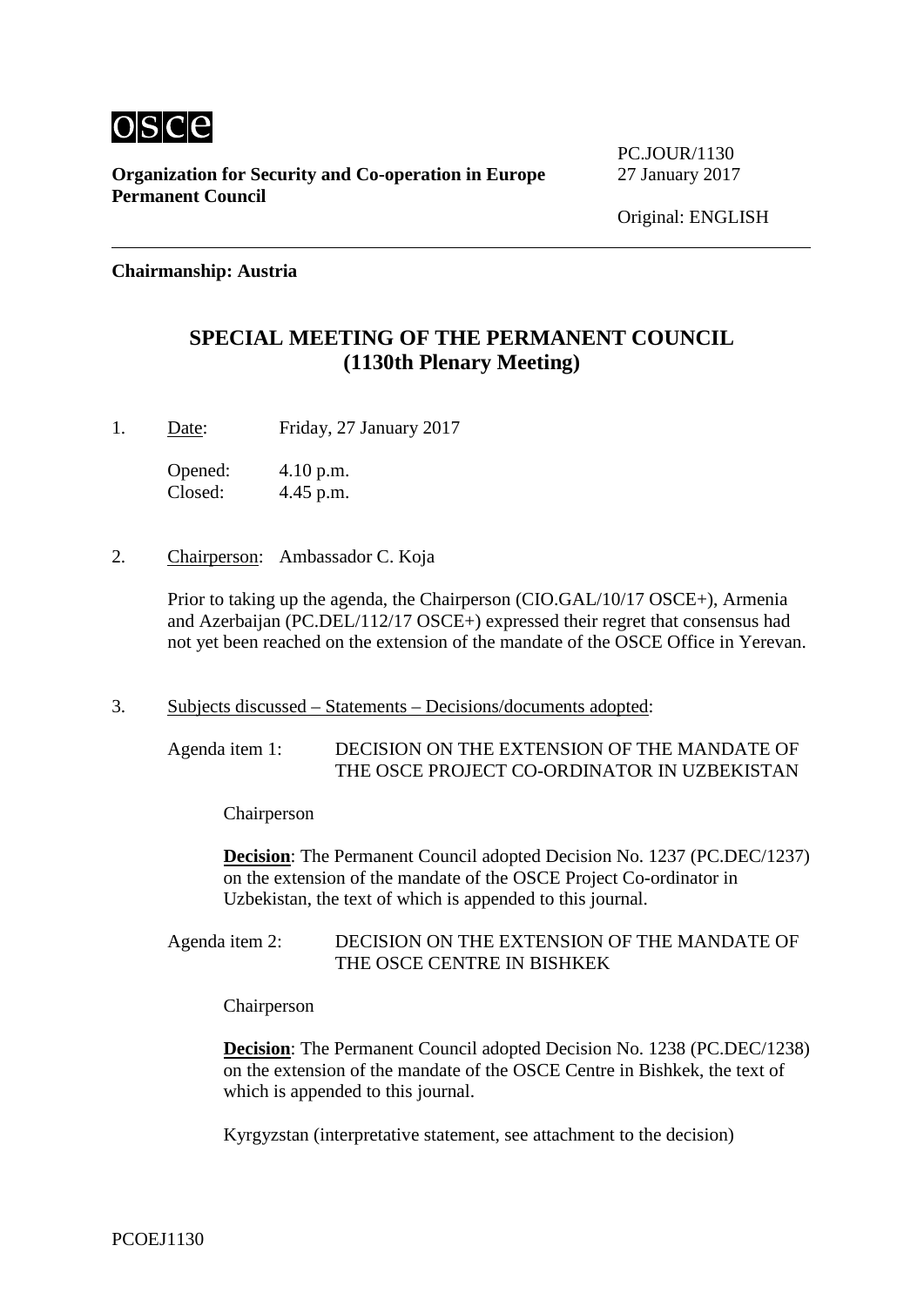**Organization for Security and Co-operation in Europe**
**Permanent Council**

PC.JOUR/1130
27 January 2017

Original: ENGLISH

**Chairmanship: Austria**

# SPECIAL MEETING OF THE PERMANENT COUNCIL (1130th Plenary Meeting)

1. Date: Friday, 27 January 2017

   Opened: 4.10 p.m.
   Closed: 4.45 p.m.

2. Chairperson: Ambassador C. Koja

   Prior to taking up the agenda, the Chairperson (CIO.GAL/10/17 OSCE+), Armenia and Azerbaijan (PC.DEL/112/17 OSCE+) expressed their regret that consensus had not yet been reached on the extension of the mandate of the OSCE Office in Yerevan.

3. Subjects discussed – Statements – Decisions/documents adopted:

   Agenda item 1: DECISION ON THE EXTENSION OF THE MANDATE OF THE OSCE PROJECT CO-ORDINATOR IN UZBEKISTAN

   Chairperson

   **Decision**: The Permanent Council adopted Decision No. 1237 (PC.DEC/1237) on the extension of the mandate of the OSCE Project Co-ordinator in Uzbekistan, the text of which is appended to this journal.

   Agenda item 2: DECISION ON THE EXTENSION OF THE MANDATE OF THE OSCE CENTRE IN BISHKEK

   Chairperson

   **Decision**: The Permanent Council adopted Decision No. 1238 (PC.DEC/1238) on the extension of the mandate of the OSCE Centre in Bishkek, the text of which is appended to this journal.

   Kyrgyzstan (interpretative statement, see attachment to the decision)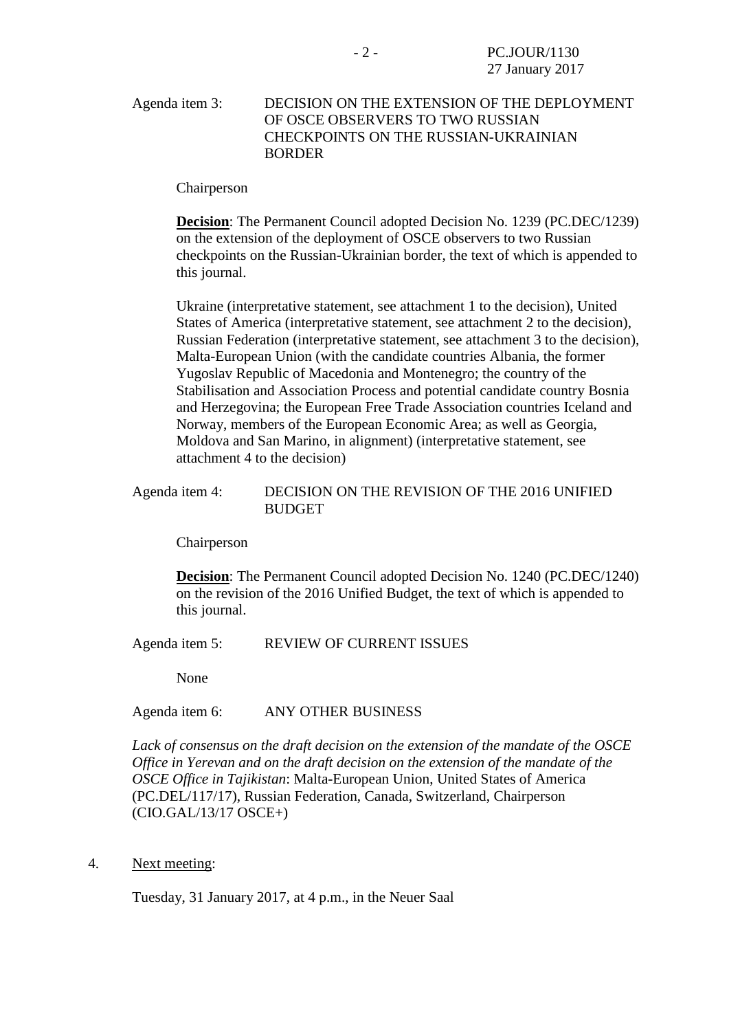Agenda item 3: DECISION ON THE EXTENSION OF THE DEPLOYMENT OF OSCE OBSERVERS TO TWO RUSSIAN CHECKPOINTS ON THE RUSSIAN-UKRAINIAN BORDER

Chairperson

**Decision**: The Permanent Council adopted Decision No. 1239 (PC.DEC/1239) on the extension of the deployment of OSCE observers to two Russian checkpoints on the Russian-Ukrainian border, the text of which is appended to this journal.

Ukraine (interpretative statement, see attachment 1 to the decision), United States of America (interpretative statement, see attachment 2 to the decision), Russian Federation (interpretative statement, see attachment 3 to the decision), Malta-European Union (with the candidate countries Albania, the former Yugoslav Republic of Macedonia and Montenegro; the country of the Stabilisation and Association Process and potential candidate country Bosnia and Herzegovina; the European Free Trade Association countries Iceland and Norway, members of the European Economic Area; as well as Georgia, Moldova and San Marino, in alignment) (interpretative statement, see attachment 4 to the decision)

Agenda item 4: DECISION ON THE REVISION OF THE 2016 UNIFIED BUDGET

Chairperson

**Decision**: The Permanent Council adopted Decision No. 1240 (PC.DEC/1240) on the revision of the 2016 Unified Budget, the text of which is appended to this journal.

Agenda item 5: REVIEW OF CURRENT ISSUES

None

Agenda item 6: ANY OTHER BUSINESS

*Lack of consensus on the draft decision on the extension of the mandate of the OSCE Office in Yerevan and on the draft decision on the extension of the mandate of the OSCE Office in Tajikistan*: Malta-European Union, United States of America (PC.DEL/117/17), Russian Federation, Canada, Switzerland, Chairperson (CIO.GAL/13/17 OSCE+)

4. Next meeting:

Tuesday, 31 January 2017, at 4 p.m., in the Neuer Saal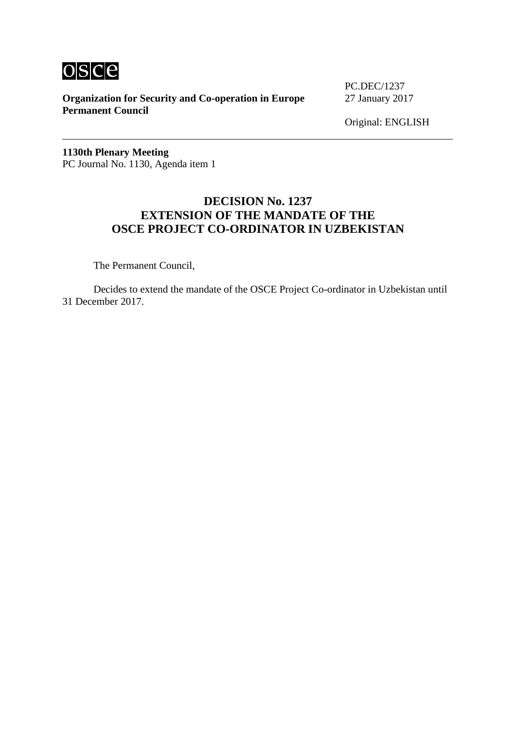osce

**Organization for Security and Co-operation in Europe**
**Permanent Council**

PC.DEC/1237
27 January 2017

Original: ENGLISH

---

**1130th Plenary Meeting**
PC Journal No. 1130, Agenda item 1

## DECISION No. 1237
## EXTENSION OF THE MANDATE OF THE OSCE PROJECT CO-ORDINATOR IN UZBEKISTAN

The Permanent Council,

Decides to extend the mandate of the OSCE Project Co-ordinator in Uzbekistan until 31 December 2017.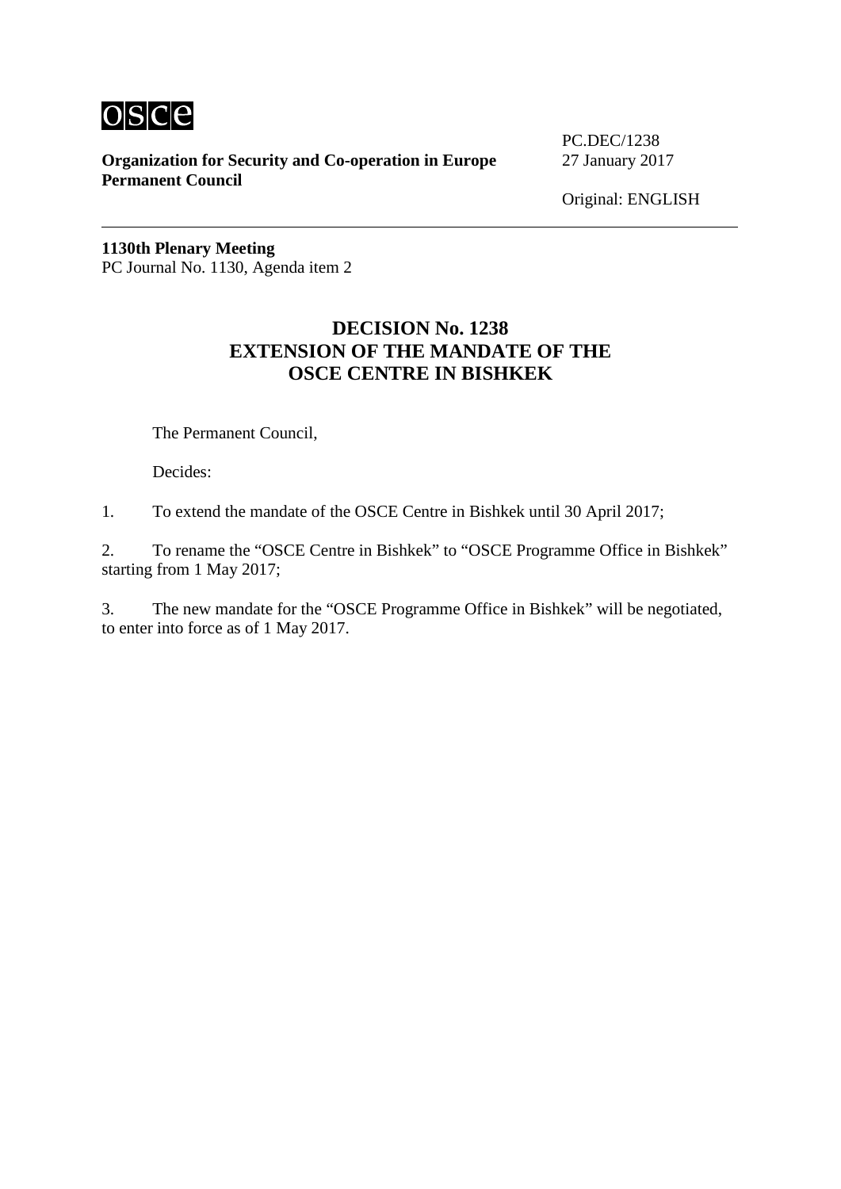**Organization for Security and Co-operation in Europe**
**Permanent Council**

PC.DEC/1238
27 January 2017

Original: ENGLISH

---

**1130th Plenary Meeting**
PC Journal No. 1130, Agenda item 2

## DECISION No. 1238
## EXTENSION OF THE MANDATE OF THE OSCE CENTRE IN BISHKEK

The Permanent Council,

Decides:

1. To extend the mandate of the OSCE Centre in Bishkek until 30 April 2017;

2. To rename the "OSCE Centre in Bishkek" to "OSCE Programme Office in Bishkek" starting from 1 May 2017;

3. The new mandate for the "OSCE Programme Office in Bishkek" will be negotiated, to enter into force as of 1 May 2017.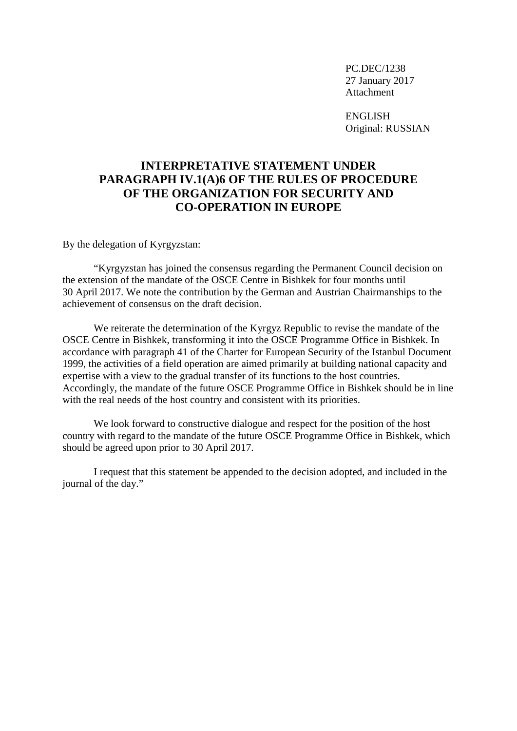PC.DEC/1238
27 January 2017
Attachment

ENGLISH
Original: RUSSIAN

## INTERPRETATIVE STATEMENT UNDER PARAGRAPH IV.1(A)6 OF THE RULES OF PROCEDURE OF THE ORGANIZATION FOR SECURITY AND CO-OPERATION IN EUROPE

By the delegation of Kyrgyzstan:

"Kyrgyzstan has joined the consensus regarding the Permanent Council decision on the extension of the mandate of the OSCE Centre in Bishkek for four months until 30 April 2017. We note the contribution by the German and Austrian Chairmanships to the achievement of consensus on the draft decision.

We reiterate the determination of the Kyrgyz Republic to revise the mandate of the OSCE Centre in Bishkek, transforming it into the OSCE Programme Office in Bishkek. In accordance with paragraph 41 of the Charter for European Security of the Istanbul Document 1999, the activities of a field operation are aimed primarily at building national capacity and expertise with a view to the gradual transfer of its functions to the host countries. Accordingly, the mandate of the future OSCE Programme Office in Bishkek should be in line with the real needs of the host country and consistent with its priorities.

We look forward to constructive dialogue and respect for the position of the host country with regard to the mandate of the future OSCE Programme Office in Bishkek, which should be agreed upon prior to 30 April 2017.

I request that this statement be appended to the decision adopted, and included in the journal of the day."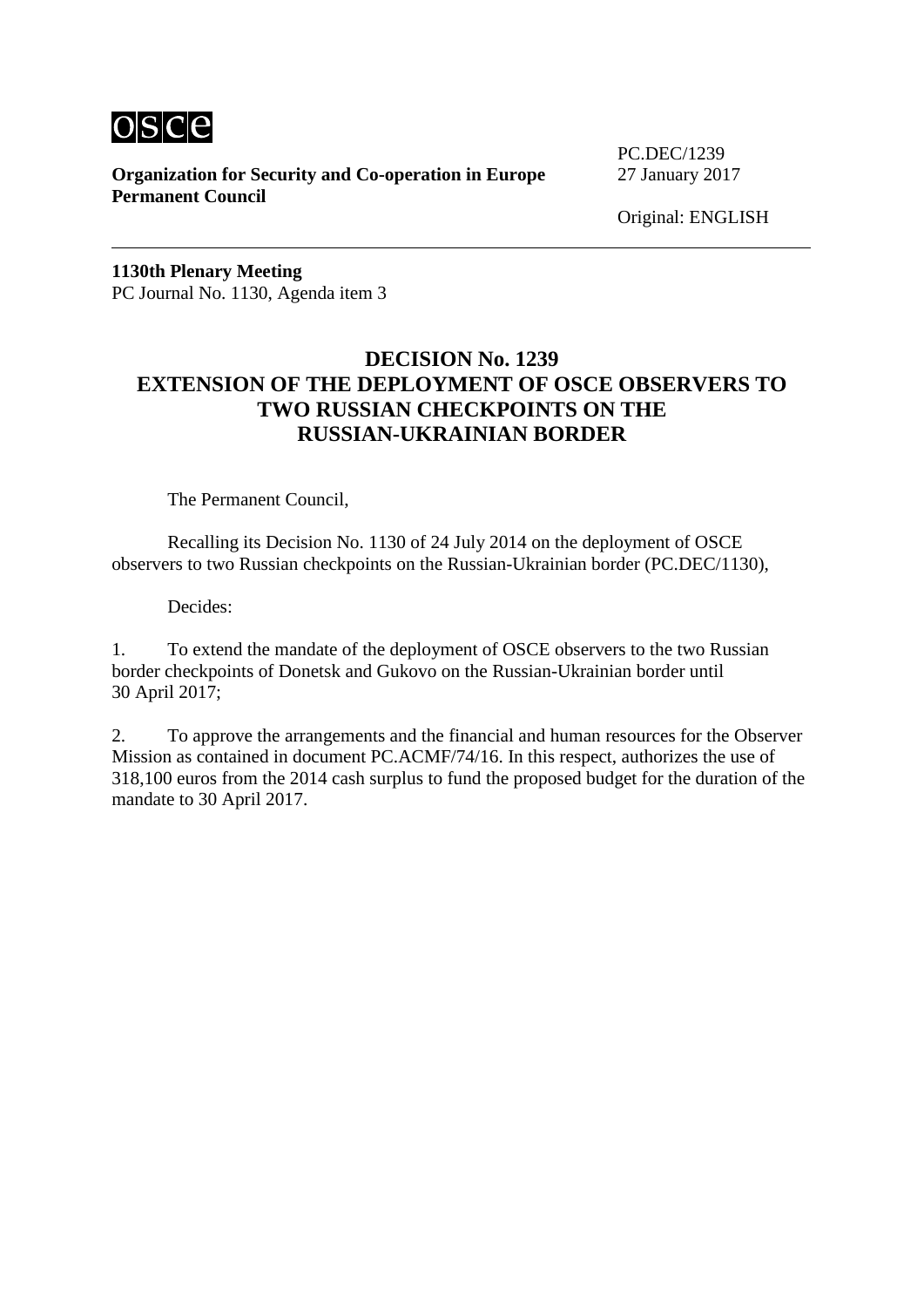osce

**Organization for Security and Co-operation in Europe**
**Permanent Council**

PC.DEC/1239
27 January 2017

Original: ENGLISH

---

**1130th Plenary Meeting**
PC Journal No. 1130, Agenda item 3

## DECISION No. 1239
## EXTENSION OF THE DEPLOYMENT OF OSCE OBSERVERS TO TWO RUSSIAN CHECKPOINTS ON THE RUSSIAN-UKRAINIAN BORDER

The Permanent Council,

Recalling its Decision No. 1130 of 24 July 2014 on the deployment of OSCE observers to two Russian checkpoints on the Russian-Ukrainian border (PC.DEC/1130),

Decides:

1. To extend the mandate of the deployment of OSCE observers to the two Russian border checkpoints of Donetsk and Gukovo on the Russian-Ukrainian border until 30 April 2017;

2. To approve the arrangements and the financial and human resources for the Observer Mission as contained in document PC.ACMF/74/16. In this respect, authorizes the use of 318,100 euros from the 2014 cash surplus to fund the proposed budget for the duration of the mandate to 30 April 2017.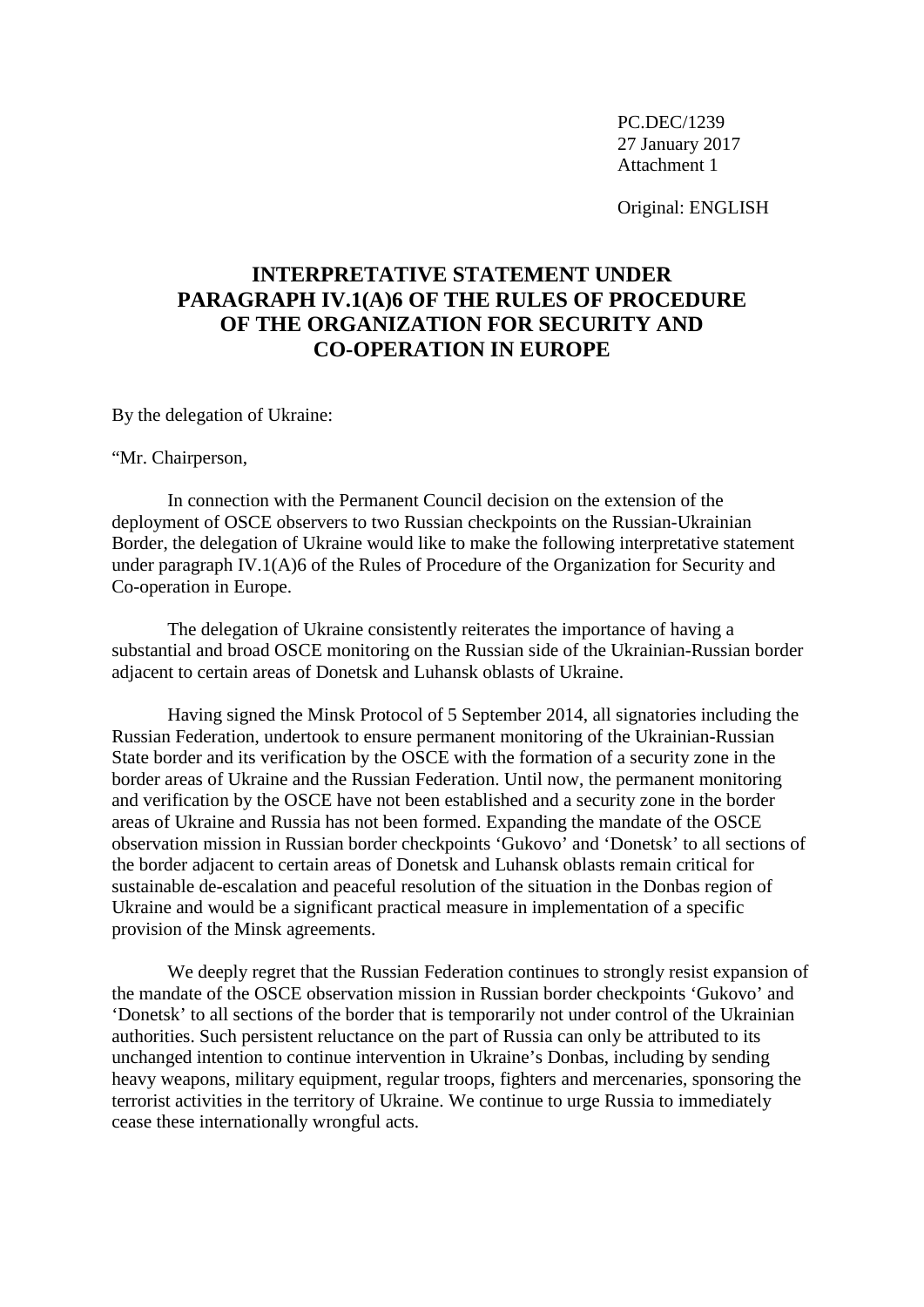PC.DEC/1239
27 January 2017
Attachment 1

Original: ENGLISH

# INTERPRETATIVE STATEMENT UNDER PARAGRAPH IV.1(A)6 OF THE RULES OF PROCEDURE OF THE ORGANIZATION FOR SECURITY AND CO-OPERATION IN EUROPE

By the delegation of Ukraine:

"Mr. Chairperson,

In connection with the Permanent Council decision on the extension of the deployment of OSCE observers to two Russian checkpoints on the Russian-Ukrainian Border, the delegation of Ukraine would like to make the following interpretative statement under paragraph IV.1(A)6 of the Rules of Procedure of the Organization for Security and Co-operation in Europe.

The delegation of Ukraine consistently reiterates the importance of having a substantial and broad OSCE monitoring on the Russian side of the Ukrainian-Russian border adjacent to certain areas of Donetsk and Luhansk oblasts of Ukraine.

Having signed the Minsk Protocol of 5 September 2014, all signatories including the Russian Federation, undertook to ensure permanent monitoring of the Ukrainian-Russian State border and its verification by the OSCE with the formation of a security zone in the border areas of Ukraine and the Russian Federation. Until now, the permanent monitoring and verification by the OSCE have not been established and a security zone in the border areas of Ukraine and Russia has not been formed. Expanding the mandate of the OSCE observation mission in Russian border checkpoints 'Gukovo' and 'Donetsk' to all sections of the border adjacent to certain areas of Donetsk and Luhansk oblasts remain critical for sustainable de-escalation and peaceful resolution of the situation in the Donbas region of Ukraine and would be a significant practical measure in implementation of a specific provision of the Minsk agreements.

We deeply regret that the Russian Federation continues to strongly resist expansion of the mandate of the OSCE observation mission in Russian border checkpoints 'Gukovo' and 'Donetsk' to all sections of the border that is temporarily not under control of the Ukrainian authorities. Such persistent reluctance on the part of Russia can only be attributed to its unchanged intention to continue intervention in Ukraine's Donbas, including by sending heavy weapons, military equipment, regular troops, fighters and mercenaries, sponsoring the terrorist activities in the territory of Ukraine. We continue to urge Russia to immediately cease these internationally wrongful acts.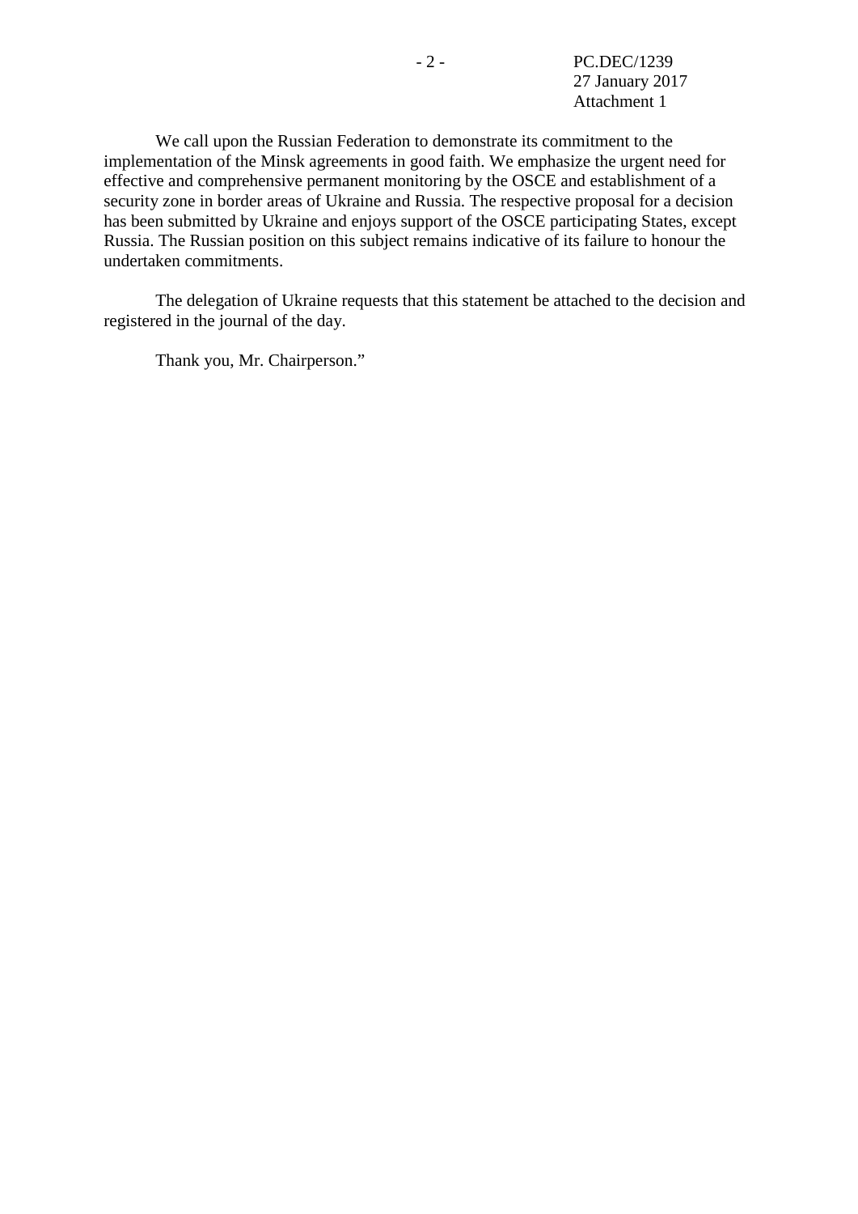We call upon the Russian Federation to demonstrate its commitment to the implementation of the Minsk agreements in good faith. We emphasize the urgent need for effective and comprehensive permanent monitoring by the OSCE and establishment of a security zone in border areas of Ukraine and Russia. The respective proposal for a decision has been submitted by Ukraine and enjoys support of the OSCE participating States, except Russia. The Russian position on this subject remains indicative of its failure to honour the undertaken commitments.

The delegation of Ukraine requests that this statement be attached to the decision and registered in the journal of the day.

Thank you, Mr. Chairperson."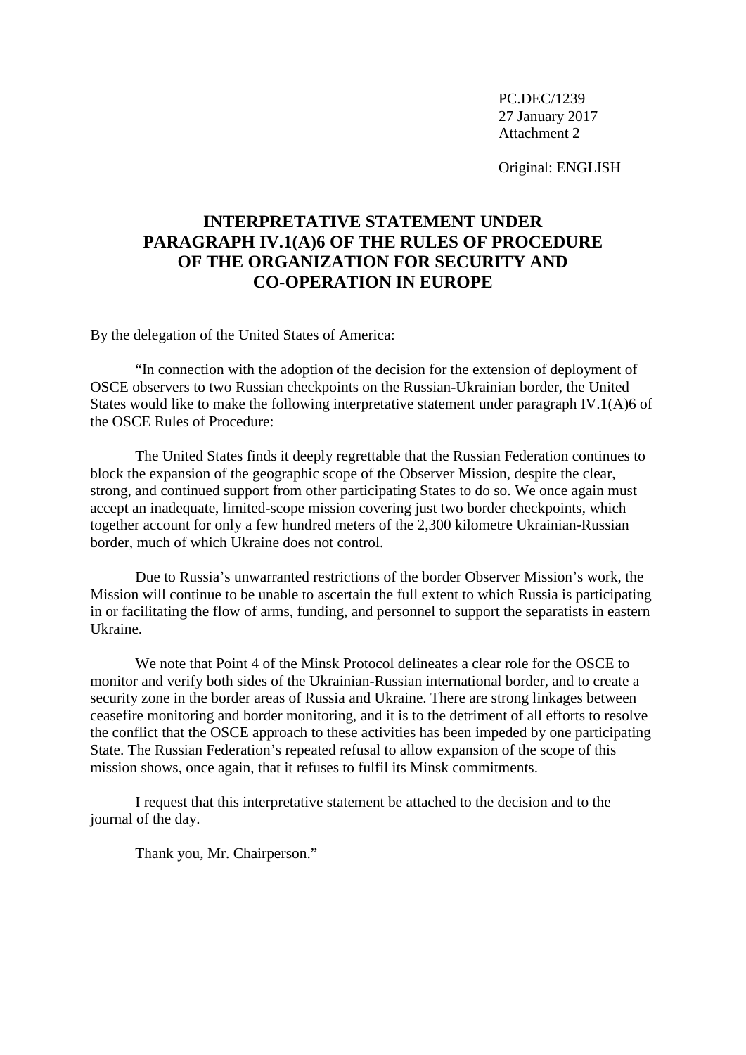PC.DEC/1239
27 January 2017
Attachment 2

Original: ENGLISH

# INTERPRETATIVE STATEMENT UNDER PARAGRAPH IV.1(A)6 OF THE RULES OF PROCEDURE OF THE ORGANIZATION FOR SECURITY AND CO-OPERATION IN EUROPE

By the delegation of the United States of America:

"In connection with the adoption of the decision for the extension of deployment of OSCE observers to two Russian checkpoints on the Russian-Ukrainian border, the United States would like to make the following interpretative statement under paragraph IV.1(A)6 of the OSCE Rules of Procedure:

The United States finds it deeply regrettable that the Russian Federation continues to block the expansion of the geographic scope of the Observer Mission, despite the clear, strong, and continued support from other participating States to do so. We once again must accept an inadequate, limited-scope mission covering just two border checkpoints, which together account for only a few hundred meters of the 2,300 kilometre Ukrainian-Russian border, much of which Ukraine does not control.

Due to Russia's unwarranted restrictions of the border Observer Mission's work, the Mission will continue to be unable to ascertain the full extent to which Russia is participating in or facilitating the flow of arms, funding, and personnel to support the separatists in eastern Ukraine.

We note that Point 4 of the Minsk Protocol delineates a clear role for the OSCE to monitor and verify both sides of the Ukrainian-Russian international border, and to create a security zone in the border areas of Russia and Ukraine. There are strong linkages between ceasefire monitoring and border monitoring, and it is to the detriment of all efforts to resolve the conflict that the OSCE approach to these activities has been impeded by one participating State. The Russian Federation's repeated refusal to allow expansion of the scope of this mission shows, once again, that it refuses to fulfil its Minsk commitments.

I request that this interpretative statement be attached to the decision and to the journal of the day.

Thank you, Mr. Chairperson."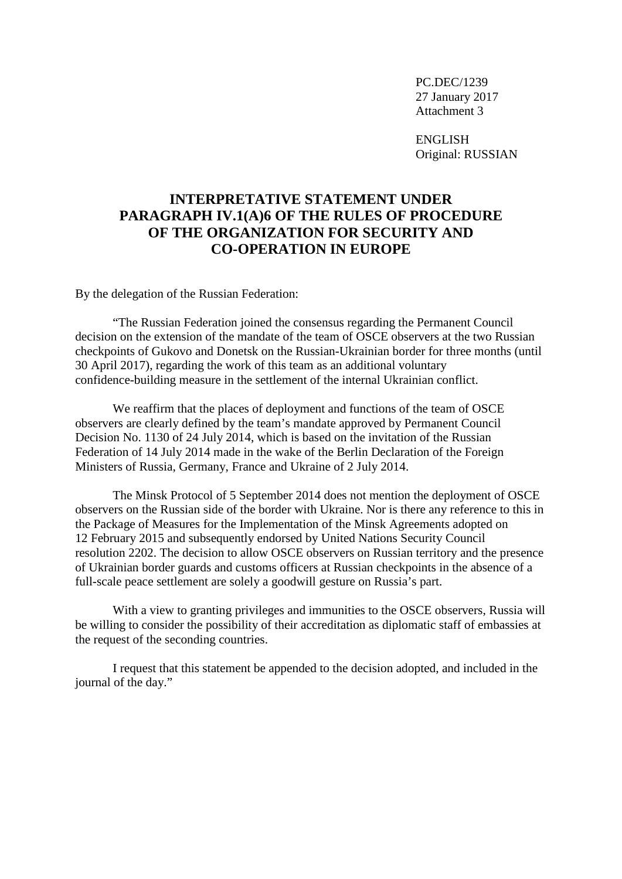PC.DEC/1239
27 January 2017
Attachment 3

ENGLISH
Original: RUSSIAN

# INTERPRETATIVE STATEMENT UNDER PARAGRAPH IV.1(A)6 OF THE RULES OF PROCEDURE OF THE ORGANIZATION FOR SECURITY AND CO-OPERATION IN EUROPE

By the delegation of the Russian Federation:

"The Russian Federation joined the consensus regarding the Permanent Council decision on the extension of the mandate of the team of OSCE observers at the two Russian checkpoints of Gukovo and Donetsk on the Russian-Ukrainian border for three months (until 30 April 2017), regarding the work of this team as an additional voluntary confidence-building measure in the settlement of the internal Ukrainian conflict.

We reaffirm that the places of deployment and functions of the team of OSCE observers are clearly defined by the team's mandate approved by Permanent Council Decision No. 1130 of 24 July 2014, which is based on the invitation of the Russian Federation of 14 July 2014 made in the wake of the Berlin Declaration of the Foreign Ministers of Russia, Germany, France and Ukraine of 2 July 2014.

The Minsk Protocol of 5 September 2014 does not mention the deployment of OSCE observers on the Russian side of the border with Ukraine. Nor is there any reference to this in the Package of Measures for the Implementation of the Minsk Agreements adopted on 12 February 2015 and subsequently endorsed by United Nations Security Council resolution 2202. The decision to allow OSCE observers on Russian territory and the presence of Ukrainian border guards and customs officers at Russian checkpoints in the absence of a full-scale peace settlement are solely a goodwill gesture on Russia's part.

With a view to granting privileges and immunities to the OSCE observers, Russia will be willing to consider the possibility of their accreditation as diplomatic staff of embassies at the request of the seconding countries.

I request that this statement be appended to the decision adopted, and included in the journal of the day."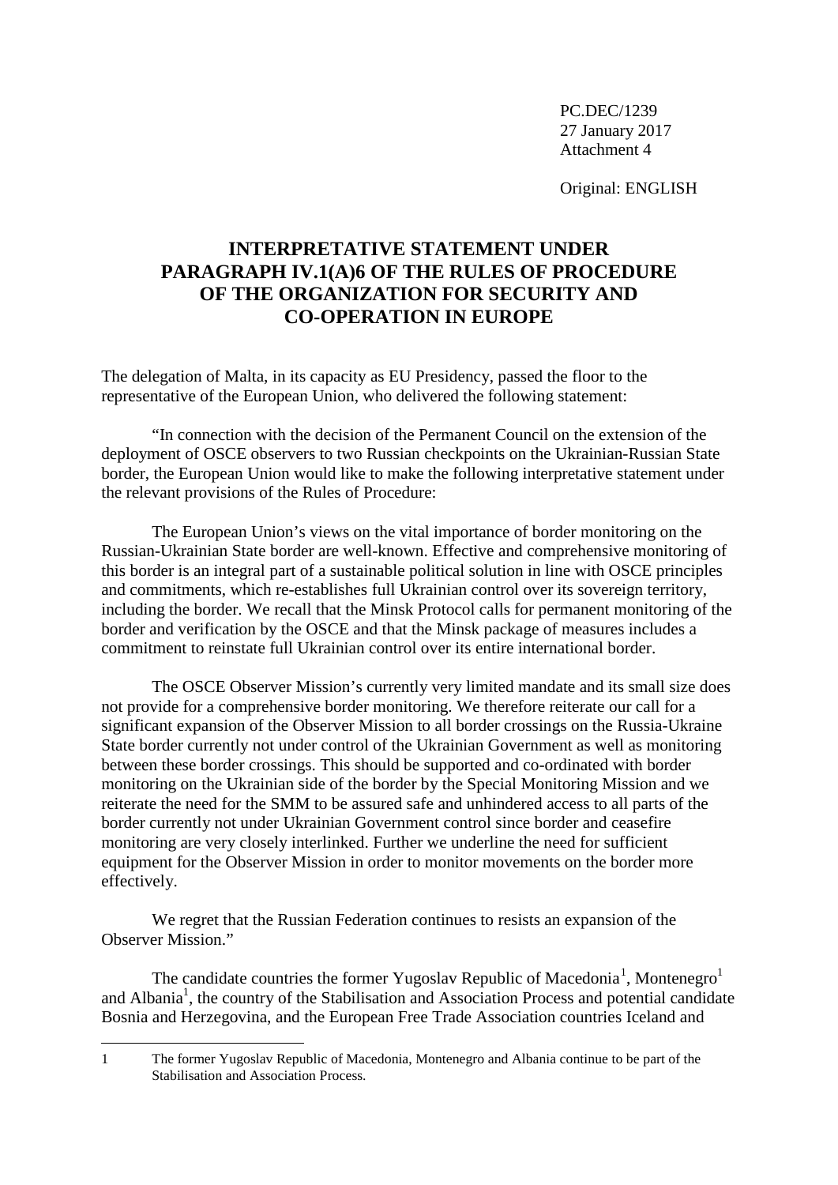PC.DEC/1239
27 January 2017
Attachment 4

Original: ENGLISH

# INTERPRETATIVE STATEMENT UNDER PARAGRAPH IV.1(A)6 OF THE RULES OF PROCEDURE OF THE ORGANIZATION FOR SECURITY AND CO-OPERATION IN EUROPE

The delegation of Malta, in its capacity as EU Presidency, passed the floor to the representative of the European Union, who delivered the following statement:

"In connection with the decision of the Permanent Council on the extension of the deployment of OSCE observers to two Russian checkpoints on the Ukrainian-Russian State border, the European Union would like to make the following interpretative statement under the relevant provisions of the Rules of Procedure:

The European Union's views on the vital importance of border monitoring on the Russian-Ukrainian State border are well-known. Effective and comprehensive monitoring of this border is an integral part of a sustainable political solution in line with OSCE principles and commitments, which re-establishes full Ukrainian control over its sovereign territory, including the border. We recall that the Minsk Protocol calls for permanent monitoring of the border and verification by the OSCE and that the Minsk package of measures includes a commitment to reinstate full Ukrainian control over its entire international border.

The OSCE Observer Mission's currently very limited mandate and its small size does not provide for a comprehensive border monitoring. We therefore reiterate our call for a significant expansion of the Observer Mission to all border crossings on the Russia-Ukraine State border currently not under control of the Ukrainian Government as well as monitoring between these border crossings. This should be supported and co-ordinated with border monitoring on the Ukrainian side of the border by the Special Monitoring Mission and we reiterate the need for the SMM to be assured safe and unhindered access to all parts of the border currently not under Ukrainian Government control since border and ceasefire monitoring are very closely interlinked. Further we underline the need for sufficient equipment for the Observer Mission in order to monitor movements on the border more effectively.

We regret that the Russian Federation continues to resists an expansion of the Observer Mission."

The candidate countries the former Yugoslav Republic of Macedonia[1], Montenegro[1] and Albania[1], the country of the Stabilisation and Association Process and potential candidate Bosnia and Herzegovina, and the European Free Trade Association countries Iceland and

---

1 The former Yugoslav Republic of Macedonia, Montenegro and Albania continue to be part of the Stabilisation and Association Process.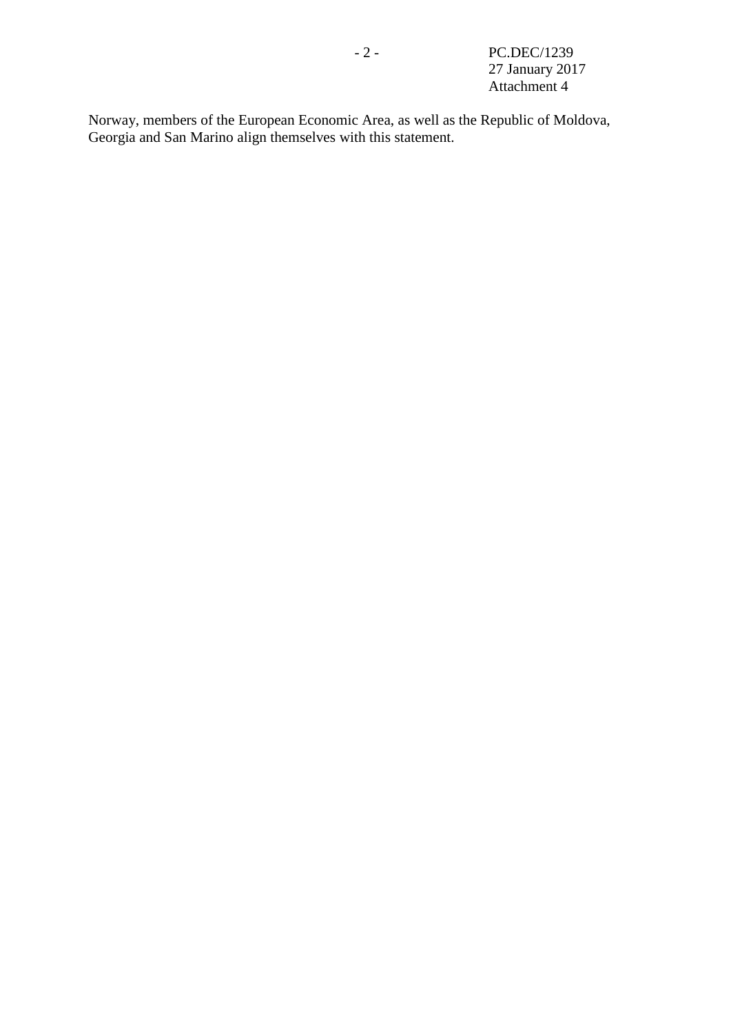Norway, members of the European Economic Area, as well as the Republic of Moldova, Georgia and San Marino align themselves with this statement.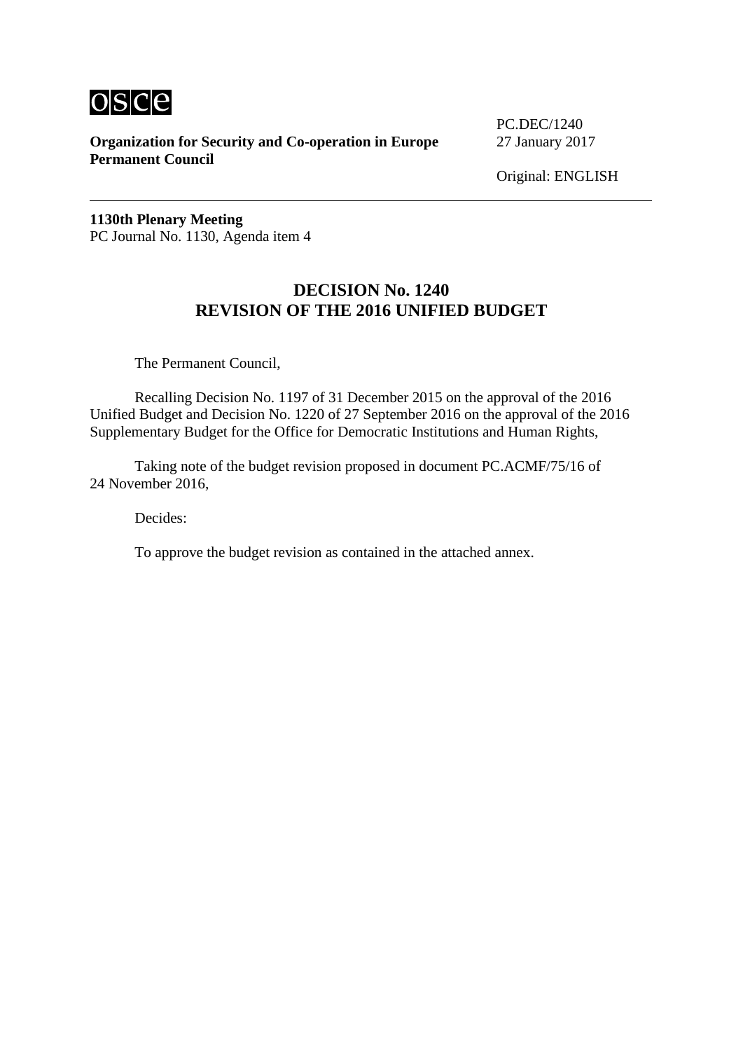**Organization for Security and Co-operation in Europe**
**Permanent Council**

PC.DEC/1240
27 January 2017

Original: ENGLISH

---

**1130th Plenary Meeting**
PC Journal No. 1130, Agenda item 4

# DECISION No. 1240
# REVISION OF THE 2016 UNIFIED BUDGET

The Permanent Council,

Recalling Decision No. 1197 of 31 December 2015 on the approval of the 2016 Unified Budget and Decision No. 1220 of 27 September 2016 on the approval of the 2016 Supplementary Budget for the Office for Democratic Institutions and Human Rights,

Taking note of the budget revision proposed in document PC.ACMF/75/16 of 24 November 2016,

Decides:

To approve the budget revision as contained in the attached annex.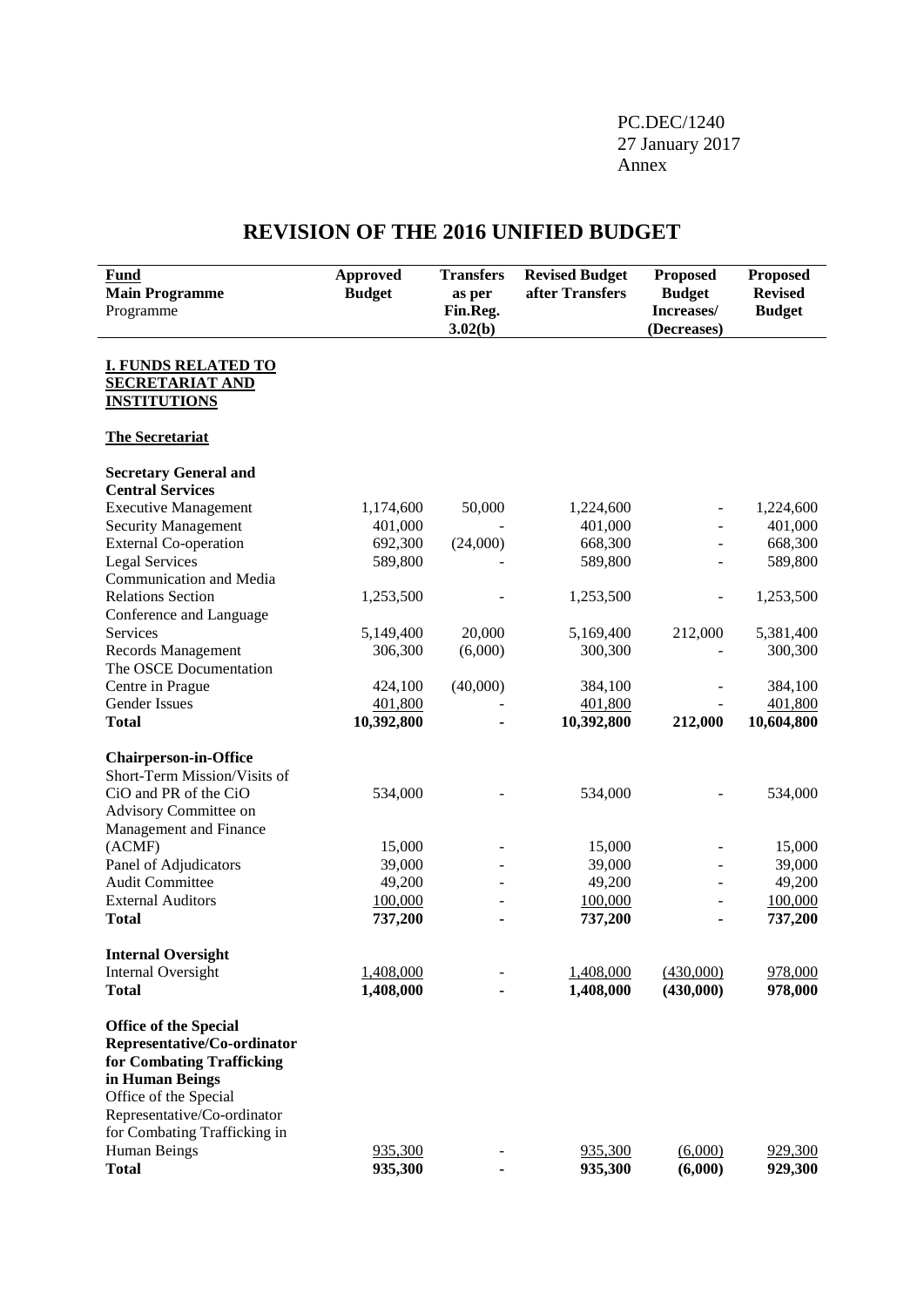PC.DEC/1240
27 January 2017
Annex

# REVISION OF THE 2016 UNIFIED BUDGET

| Fund<br>Main Programme<br>Programme | Approved Budget | Transfers as per Fin.Reg. 3.02(b) | Revised Budget after Transfers | Proposed Budget Increases/ (Decreases) | Proposed Revised Budget |
|---|---|---|---|---|---|
| **I. FUNDS RELATED TO SECRETARIAT AND INSTITUTIONS** | | | | | |
| **The Secretariat** | | | | | |
| **Secretary General and Central Services** | | | | | |
| Executive Management | 1,174,600 | 50,000 | 1,224,600 | - | 1,224,600 |
| Security Management | 401,000 | - | 401,000 | - | 401,000 |
| External Co-operation | 692,300 | (24,000) | 668,300 | - | 668,300 |
| Legal Services | 589,800 | - | 589,800 | - | 589,800 |
| Communication and Media Relations Section | 1,253,500 | - | 1,253,500 | - | 1,253,500 |
| Conference and Language Services | 5,149,400 | 20,000 | 5,169,400 | 212,000 | 5,381,400 |
| Records Management | 306,300 | (6,000) | 300,300 | - | 300,300 |
| The OSCE Documentation Centre in Prague | 424,100 | (40,000) | 384,100 | - | 384,100 |
| Gender Issues | 401,800 | - | 401,800 | - | 401,800 |
| **Total** | **10,392,800** | **-** | **10,392,800** | **212,000** | **10,604,800** |
| **Chairperson-in-Office** | | | | | |
| Short-Term Mission/Visits of CiO and PR of the CiO | 534,000 | - | 534,000 | - | 534,000 |
| Advisory Committee on Management and Finance (ACMF) | 15,000 | - | 15,000 | - | 15,000 |
| Panel of Adjudicators | 39,000 | - | 39,000 | - | 39,000 |
| Audit Committee | 49,200 | - | 49,200 | - | 49,200 |
| External Auditors | 100,000 | - | 100,000 | - | 100,000 |
| **Total** | **737,200** | **-** | **737,200** | **-** | **737,200** |
| **Internal Oversight** | | | | | |
| Internal Oversight | 1,408,000 | - | 1,408,000 | (430,000) | 978,000 |
| **Total** | **1,408,000** | **-** | **1,408,000** | **(430,000)** | **978,000** |
| **Office of the Special Representative/Co-ordinator for Combating Trafficking in Human Beings** | | | | | |
| Office of the Special Representative/Co-ordinator for Combating Trafficking in Human Beings | 935,300 | - | 935,300 | (6,000) | 929,300 |
| **Total** | **935,300** | **-** | **935,300** | **(6,000)** | **929,300** |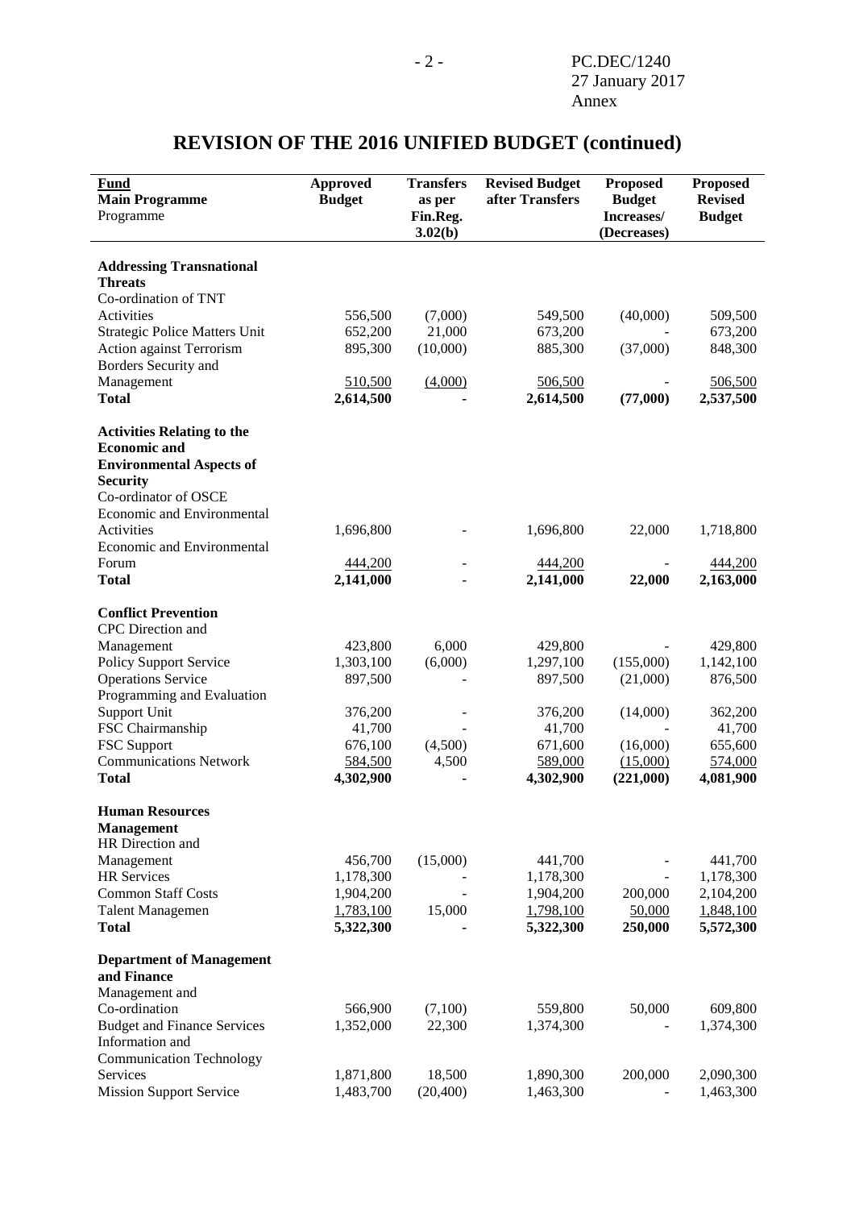# REVISION OF THE 2016 UNIFIED BUDGET (continued)

| **Fund**<br>**Main Programme**<br>Programme | **Approved Budget** | **Transfers as per Fin.Reg. 3.02(b)** | **Revised Budget after Transfers** | **Proposed Budget Increases/ (Decreases)** | **Proposed Revised Budget** |
|---|---|---|---|---|---|
| **Addressing Transnational Threats** | | | | | |
| Co-ordination of TNT Activities | 556,500 | (7,000) | 549,500 | (40,000) | 509,500 |
| Strategic Police Matters Unit | 652,200 | 21,000 | 673,200 | - | 673,200 |
| Action against Terrorism | 895,300 | (10,000) | 885,300 | (37,000) | 848,300 |
| Borders Security and Management | 510,500 | (4,000) | 506,500 | - | 506,500 |
| **Total** | **2,614,500** | **-** | **2,614,500** | **(77,000)** | **2,537,500** |
| **Activities Relating to the Economic and Environmental Aspects of Security** | | | | | |
| Co-ordinator of OSCE Economic and Environmental Activities | 1,696,800 | - | 1,696,800 | 22,000 | 1,718,800 |
| Economic and Environmental Forum | 444,200 | - | 444,200 | - | 444,200 |
| **Total** | **2,141,000** | **-** | **2,141,000** | **22,000** | **2,163,000** |
| **Conflict Prevention** | | | | | |
| CPC Direction and Management | 423,800 | 6,000 | 429,800 | - | 429,800 |
| Policy Support Service | 1,303,100 | (6,000) | 1,297,100 | (155,000) | 1,142,100 |
| Operations Service | 897,500 | - | 897,500 | (21,000) | 876,500 |
| Programming and Evaluation Support Unit | 376,200 | - | 376,200 | (14,000) | 362,200 |
| FSC Chairmanship | 41,700 | - | 41,700 | - | 41,700 |
| FSC Support | 676,100 | (4,500) | 671,600 | (16,000) | 655,600 |
| Communications Network | 584,500 | 4,500 | 589,000 | (15,000) | 574,000 |
| **Total** | **4,302,900** | **-** | **4,302,900** | **(221,000)** | **4,081,900** |
| **Human Resources Management** | | | | | |
| HR Direction and Management | 456,700 | (15,000) | 441,700 | - | 441,700 |
| HR Services | 1,178,300 | - | 1,178,300 | - | 1,178,300 |
| Common Staff Costs | 1,904,200 | - | 1,904,200 | 200,000 | 2,104,200 |
| Talent Managemen | 1,783,100 | 15,000 | 1,798,100 | 50,000 | 1,848,100 |
| **Total** | **5,322,300** | **-** | **5,322,300** | **250,000** | **5,572,300** |
| **Department of Management and Finance** | | | | | |
| Management and Co-ordination | 566,900 | (7,100) | 559,800 | 50,000 | 609,800 |
| Budget and Finance Services | 1,352,000 | 22,300 | 1,374,300 | - | 1,374,300 |
| Information and Communication Technology Services | 1,871,800 | 18,500 | 1,890,300 | 200,000 | 2,090,300 |
| Mission Support Service | 1,483,700 | (20,400) | 1,463,300 | - | 1,463,300 |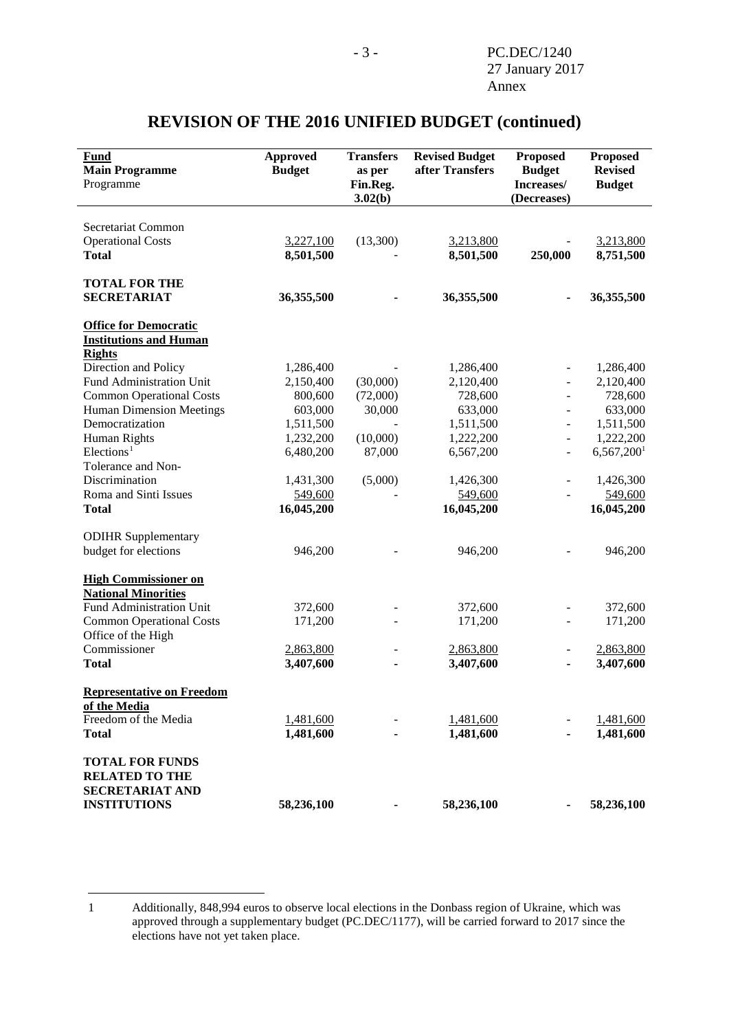## REVISION OF THE 2016 UNIFIED BUDGET (continued)

| **Fund** **Main Programme** Programme | **Approved Budget** | **Transfers as per Fin.Reg. 3.02(b)** | **Revised Budget after Transfers** | **Proposed Budget Increases/ (Decreases)** | **Proposed Revised Budget** |
|---|---|---|---|---|---|
| Secretariat Common Operational Costs | 3,227,100 | (13,300) | 3,213,800 | - | 3,213,800 |
| **Total** | **8,501,500** | - | **8,501,500** | **250,000** | **8,751,500** |
| **TOTAL FOR THE SECRETARIAT** | **36,355,500** | **-** | **36,355,500** | **-** | **36,355,500** |
| **Office for Democratic Institutions and Human Rights** | | | | | |
| Direction and Policy | 1,286,400 | - | 1,286,400 | - | 1,286,400 |
| Fund Administration Unit | 2,150,400 | (30,000) | 2,120,400 | - | 2,120,400 |
| Common Operational Costs | 800,600 | (72,000) | 728,600 | - | 728,600 |
| Human Dimension Meetings | 603,000 | 30,000 | 633,000 | - | 633,000 |
| Democratization | 1,511,500 | - | 1,511,500 | - | 1,511,500 |
| Human Rights | 1,232,200 | (10,000) | 1,222,200 | - | 1,222,200 |
| Elections[1] | 6,480,200 | 87,000 | 6,567,200 | - | 6,567,200[1] |
| Tolerance and Non-Discrimination | 1,431,300 | (5,000) | 1,426,300 | - | 1,426,300 |
| Roma and Sinti Issues | 549,600 | - | 549,600 | - | 549,600 |
| **Total** | **16,045,200** | | **16,045,200** | | **16,045,200** |
| ODIHR Supplementary budget for elections | 946,200 | - | 946,200 | - | 946,200 |
| **High Commissioner on National Minorities** | | | | | |
| Fund Administration Unit | 372,600 | - | 372,600 | - | 372,600 |
| Common Operational Costs | 171,200 | - | 171,200 | - | 171,200 |
| Office of the High Commissioner | 2,863,800 | - | 2,863,800 | - | 2,863,800 |
| **Total** | **3,407,600** | **-** | **3,407,600** | **-** | **3,407,600** |
| **Representative on Freedom of the Media** | | | | | |
| Freedom of the Media | 1,481,600 | - | 1,481,600 | - | 1,481,600 |
| **Total** | **1,481,600** | **-** | **1,481,600** | **-** | **1,481,600** |
| **TOTAL FOR FUNDS RELATED TO THE SECRETARIAT AND INSTITUTIONS** | **58,236,100** | **-** | **58,236,100** | **-** | **58,236,100** |

[1] Additionally, 848,994 euros to observe local elections in the Donbass region of Ukraine, which was approved through a supplementary budget (PC.DEC/1177), will be carried forward to 2017 since the elections have not yet taken place.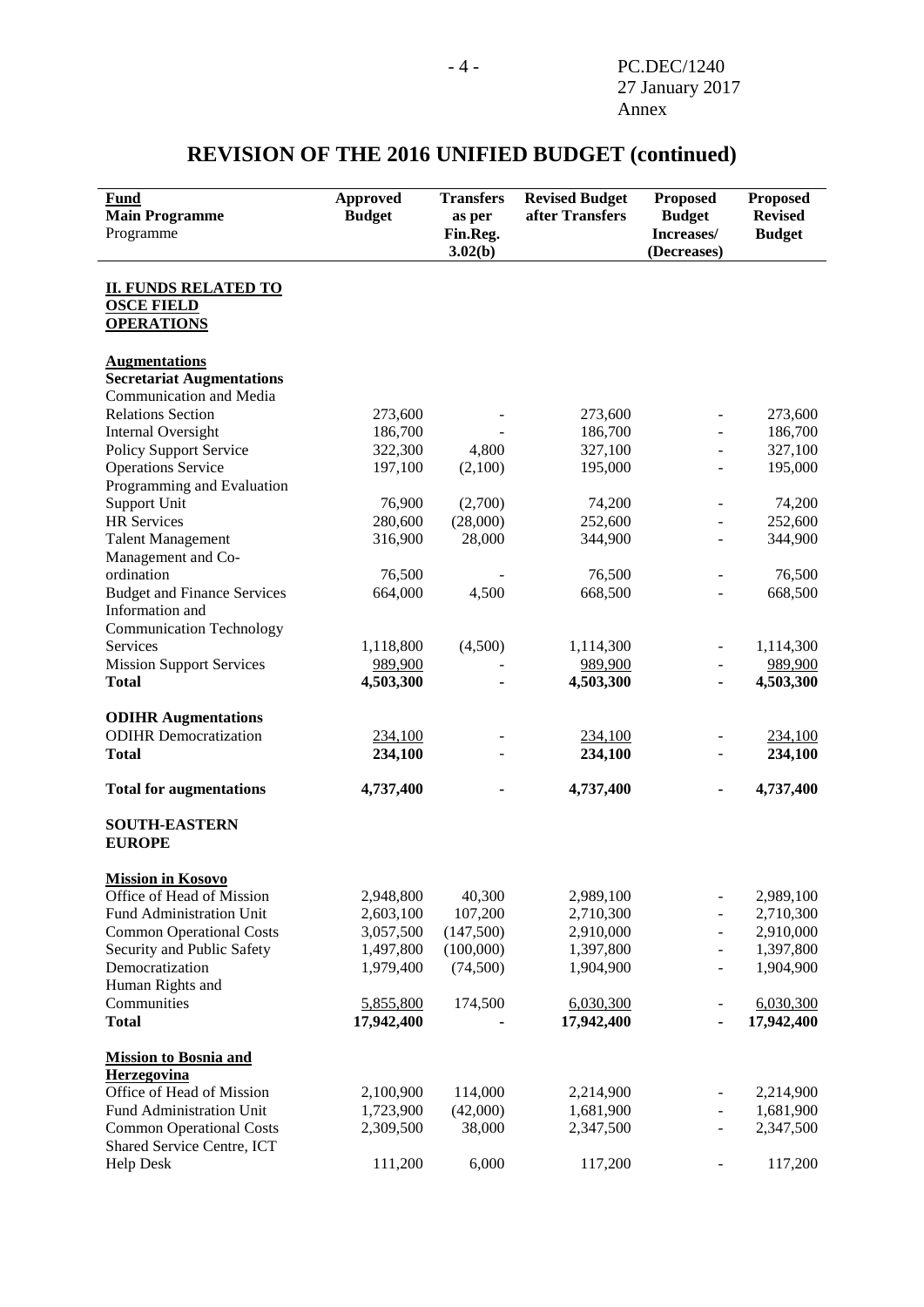# REVISION OF THE 2016 UNIFIED BUDGET (continued)

| Fund<br>Main Programme<br>Programme | Approved Budget | Transfers as per Fin.Reg. 3.02(b) | Revised Budget after Transfers | Proposed Budget Increases/ (Decreases) | Proposed Revised Budget |
|---|---|---|---|---|---|
| **II. FUNDS RELATED TO OSCE FIELD OPERATIONS** | | | | | |
| **Augmentations** | | | | | |
| **Secretariat Augmentations** | | | | | |
| Communication and Media Relations Section | 273,600 | - | 273,600 | - | 273,600 |
| Internal Oversight | 186,700 | - | 186,700 | - | 186,700 |
| Policy Support Service | 322,300 | 4,800 | 327,100 | - | 327,100 |
| Operations Service | 197,100 | (2,100) | 195,000 | - | 195,000 |
| Programming and Evaluation Support Unit | 76,900 | (2,700) | 74,200 | - | 74,200 |
| HR Services | 280,600 | (28,000) | 252,600 | - | 252,600 |
| Talent Management | 316,900 | 28,000 | 344,900 | - | 344,900 |
| Management and Co-ordination | 76,500 | - | 76,500 | - | 76,500 |
| Budget and Finance Services | 664,000 | 4,500 | 668,500 | - | 668,500 |
| Information and Communication Technology Services | 1,118,800 | (4,500) | 1,114,300 | - | 1,114,300 |
| Mission Support Services | 989,900 | - | 989,900 | - | 989,900 |
| **Total** | **4,503,300** | **-** | **4,503,300** | **-** | **4,503,300** |
| **ODIHR Augmentations** | | | | | |
| ODIHR Democratization | 234,100 | - | 234,100 | - | 234,100 |
| **Total** | **234,100** | - | **234,100** | - | **234,100** |
| **Total for augmentations** | **4,737,400** | **-** | **4,737,400** | **-** | **4,737,400** |
| **SOUTH-EASTERN EUROPE** | | | | | |
| **Mission in Kosovo** | | | | | |
| Office of Head of Mission | 2,948,800 | 40,300 | 2,989,100 | - | 2,989,100 |
| Fund Administration Unit | 2,603,100 | 107,200 | 2,710,300 | - | 2,710,300 |
| Common Operational Costs | 3,057,500 | (147,500) | 2,910,000 | - | 2,910,000 |
| Security and Public Safety | 1,497,800 | (100,000) | 1,397,800 | - | 1,397,800 |
| Democratization | 1,979,400 | (74,500) | 1,904,900 | - | 1,904,900 |
| Human Rights and Communities | 5,855,800 | 174,500 | 6,030,300 | - | 6,030,300 |
| **Total** | **17,942,400** | **-** | **17,942,400** | **-** | **17,942,400** |
| **Mission to Bosnia and Herzegovina** | | | | | |
| Office of Head of Mission | 2,100,900 | 114,000 | 2,214,900 | - | 2,214,900 |
| Fund Administration Unit | 1,723,900 | (42,000) | 1,681,900 | - | 1,681,900 |
| Common Operational Costs | 2,309,500 | 38,000 | 2,347,500 | - | 2,347,500 |
| Shared Service Centre, ICT Help Desk | 111,200 | 6,000 | 117,200 | - | 117,200 |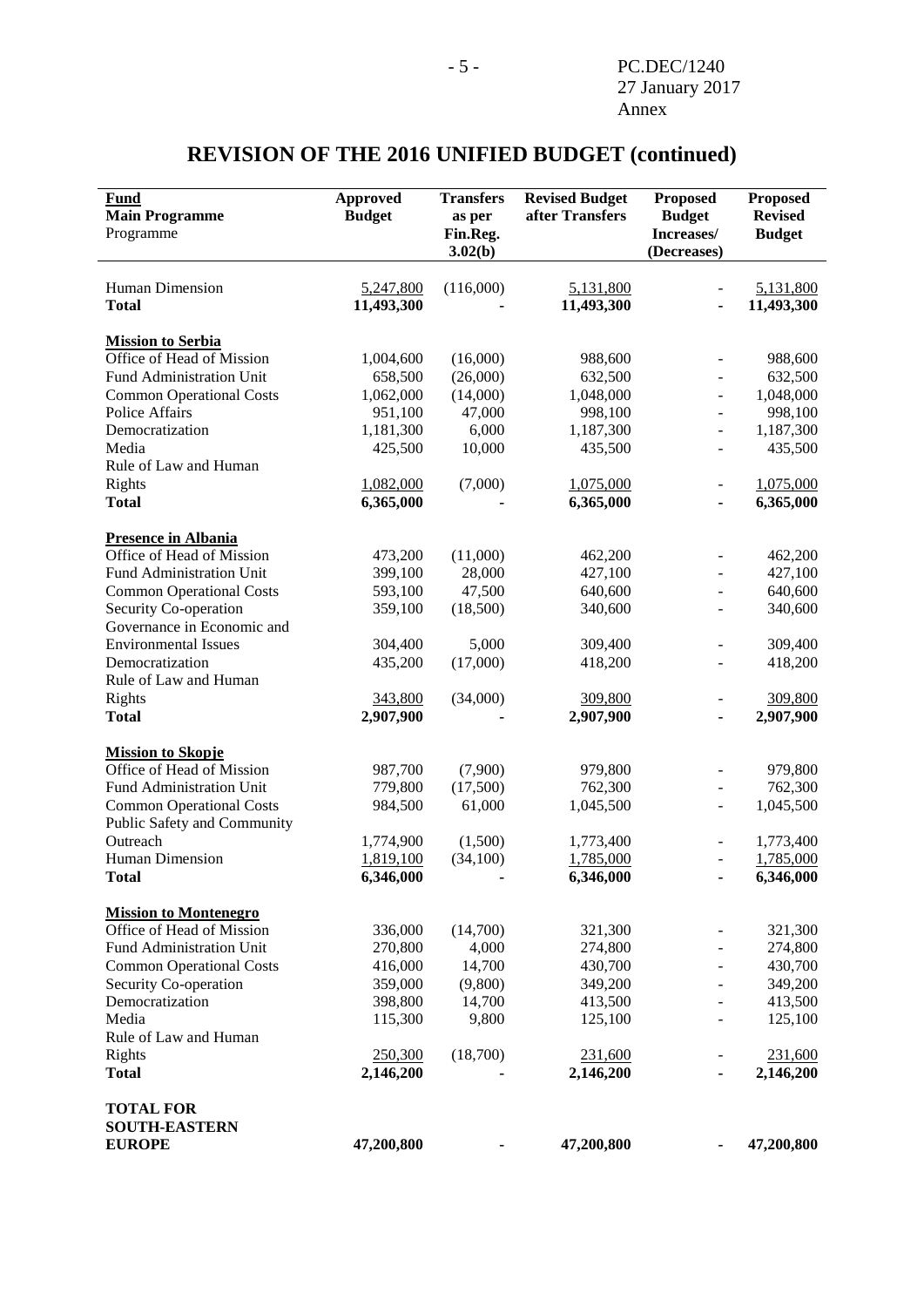# REVISION OF THE 2016 UNIFIED BUDGET (continued)

| **Fund**<br>**Main Programme**<br>Programme | **Approved Budget** | **Transfers as per Fin.Reg. 3.02(b)** | **Revised Budget after Transfers** | **Proposed Budget Increases/ (Decreases)** | **Proposed Revised Budget** |
|---|---|---|---|---|---|
| Human Dimension | 5,247,800 | (116,000) | 5,131,800 | - | 5,131,800 |
| **Total** | **11,493,300** | **-** | **11,493,300** | **-** | **11,493,300** |
| **Mission to Serbia** | | | | | |
| Office of Head of Mission | 1,004,600 | (16,000) | 988,600 | - | 988,600 |
| Fund Administration Unit | 658,500 | (26,000) | 632,500 | - | 632,500 |
| Common Operational Costs | 1,062,000 | (14,000) | 1,048,000 | - | 1,048,000 |
| Police Affairs | 951,100 | 47,000 | 998,100 | - | 998,100 |
| Democratization | 1,181,300 | 6,000 | 1,187,300 | - | 1,187,300 |
| Media | 425,500 | 10,000 | 435,500 | - | 435,500 |
| Rule of Law and Human Rights | 1,082,000 | (7,000) | 1,075,000 | - | 1,075,000 |
| **Total** | **6,365,000** | **-** | **6,365,000** | **-** | **6,365,000** |
| **Presence in Albania** | | | | | |
| Office of Head of Mission | 473,200 | (11,000) | 462,200 | - | 462,200 |
| Fund Administration Unit | 399,100 | 28,000 | 427,100 | - | 427,100 |
| Common Operational Costs | 593,100 | 47,500 | 640,600 | - | 640,600 |
| Security Co-operation | 359,100 | (18,500) | 340,600 | - | 340,600 |
| Governance in Economic and Environmental Issues | 304,400 | 5,000 | 309,400 | - | 309,400 |
| Democratization | 435,200 | (17,000) | 418,200 | - | 418,200 |
| Rule of Law and Human Rights | 343,800 | (34,000) | 309,800 | - | 309,800 |
| **Total** | **2,907,900** | **-** | **2,907,900** | **-** | **2,907,900** |
| **Mission to Skopje** | | | | | |
| Office of Head of Mission | 987,700 | (7,900) | 979,800 | - | 979,800 |
| Fund Administration Unit | 779,800 | (17,500) | 762,300 | - | 762,300 |
| Common Operational Costs | 984,500 | 61,000 | 1,045,500 | - | 1,045,500 |
| Public Safety and Community Outreach | 1,774,900 | (1,500) | 1,773,400 | - | 1,773,400 |
| Human Dimension | 1,819,100 | (34,100) | 1,785,000 | - | 1,785,000 |
| **Total** | **6,346,000** | **-** | **6,346,000** | **-** | **6,346,000** |
| **Mission to Montenegro** | | | | | |
| Office of Head of Mission | 336,000 | (14,700) | 321,300 | - | 321,300 |
| Fund Administration Unit | 270,800 | 4,000 | 274,800 | - | 274,800 |
| Common Operational Costs | 416,000 | 14,700 | 430,700 | - | 430,700 |
| Security Co-operation | 359,000 | (9,800) | 349,200 | - | 349,200 |
| Democratization | 398,800 | 14,700 | 413,500 | - | 413,500 |
| Media | 115,300 | 9,800 | 125,100 | - | 125,100 |
| Rule of Law and Human Rights | 250,300 | (18,700) | 231,600 | - | 231,600 |
| **Total** | **2,146,200** | **-** | **2,146,200** | **-** | **2,146,200** |
| **TOTAL FOR SOUTH-EASTERN EUROPE** | **47,200,800** | **-** | **47,200,800** | **-** | **47,200,800** |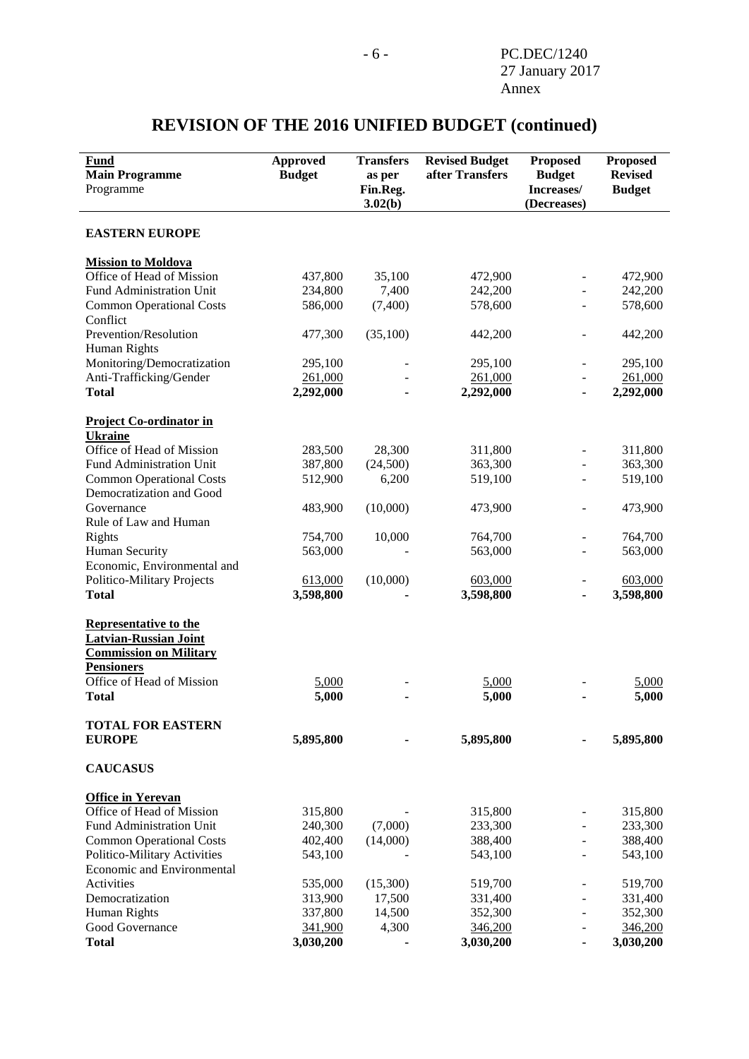# REVISION OF THE 2016 UNIFIED BUDGET (continued)

| Fund<br>Main Programme<br>Programme | Approved Budget | Transfers as per Fin.Reg. 3.02(b) | Revised Budget after Transfers | Proposed Budget Increases/ (Decreases) | Proposed Revised Budget |
|---|---|---|---|---|---|
| **EASTERN EUROPE** | | | | | |
| **Mission to Moldova** | | | | | |
| Office of Head of Mission | 437,800 | 35,100 | 472,900 | - | 472,900 |
| Fund Administration Unit | 234,800 | 7,400 | 242,200 | - | 242,200 |
| Common Operational Costs | 586,000 | (7,400) | 578,600 | - | 578,600 |
| Conflict Prevention/Resolution | 477,300 | (35,100) | 442,200 | - | 442,200 |
| Human Rights Monitoring/Democratization | 295,100 | - | 295,100 | - | 295,100 |
| Anti-Trafficking/Gender | 261,000 | - | 261,000 | - | 261,000 |
| **Total** | **2,292,000** | **-** | **2,292,000** | **-** | **2,292,000** |
| **Project Co-ordinator in Ukraine** | | | | | |
| Office of Head of Mission | 283,500 | 28,300 | 311,800 | - | 311,800 |
| Fund Administration Unit | 387,800 | (24,500) | 363,300 | - | 363,300 |
| Common Operational Costs | 512,900 | 6,200 | 519,100 | - | 519,100 |
| Democratization and Good Governance | 483,900 | (10,000) | 473,900 | - | 473,900 |
| Rule of Law and Human Rights | 754,700 | 10,000 | 764,700 | - | 764,700 |
| Human Security | 563,000 | - | 563,000 | - | 563,000 |
| Economic, Environmental and Politico-Military Projects | 613,000 | (10,000) | 603,000 | - | 603,000 |
| **Total** | **3,598,800** | **-** | **3,598,800** | **-** | **3,598,800** |
| **Representative to the Latvian-Russian Joint Commission on Military Pensioners** | | | | | |
| Office of Head of Mission | 5,000 | - | 5,000 | - | 5,000 |
| **Total** | **5,000** | **-** | **5,000** | **-** | **5,000** |
| **TOTAL FOR EASTERN EUROPE** | **5,895,800** | **-** | **5,895,800** | **-** | **5,895,800** |
| **CAUCASUS** | | | | | |
| **Office in Yerevan** | | | | | |
| Office of Head of Mission | 315,800 | - | 315,800 | - | 315,800 |
| Fund Administration Unit | 240,300 | (7,000) | 233,300 | - | 233,300 |
| Common Operational Costs | 402,400 | (14,000) | 388,400 | - | 388,400 |
| Politico-Military Activities | 543,100 | - | 543,100 | - | 543,100 |
| Economic and Environmental Activities | 535,000 | (15,300) | 519,700 | - | 519,700 |
| Democratization | 313,900 | 17,500 | 331,400 | - | 331,400 |
| Human Rights | 337,800 | 14,500 | 352,300 | - | 352,300 |
| Good Governance | 341,900 | 4,300 | 346,200 | - | 346,200 |
| **Total** | **3,030,200** | **-** | **3,030,200** | **-** | **3,030,200** |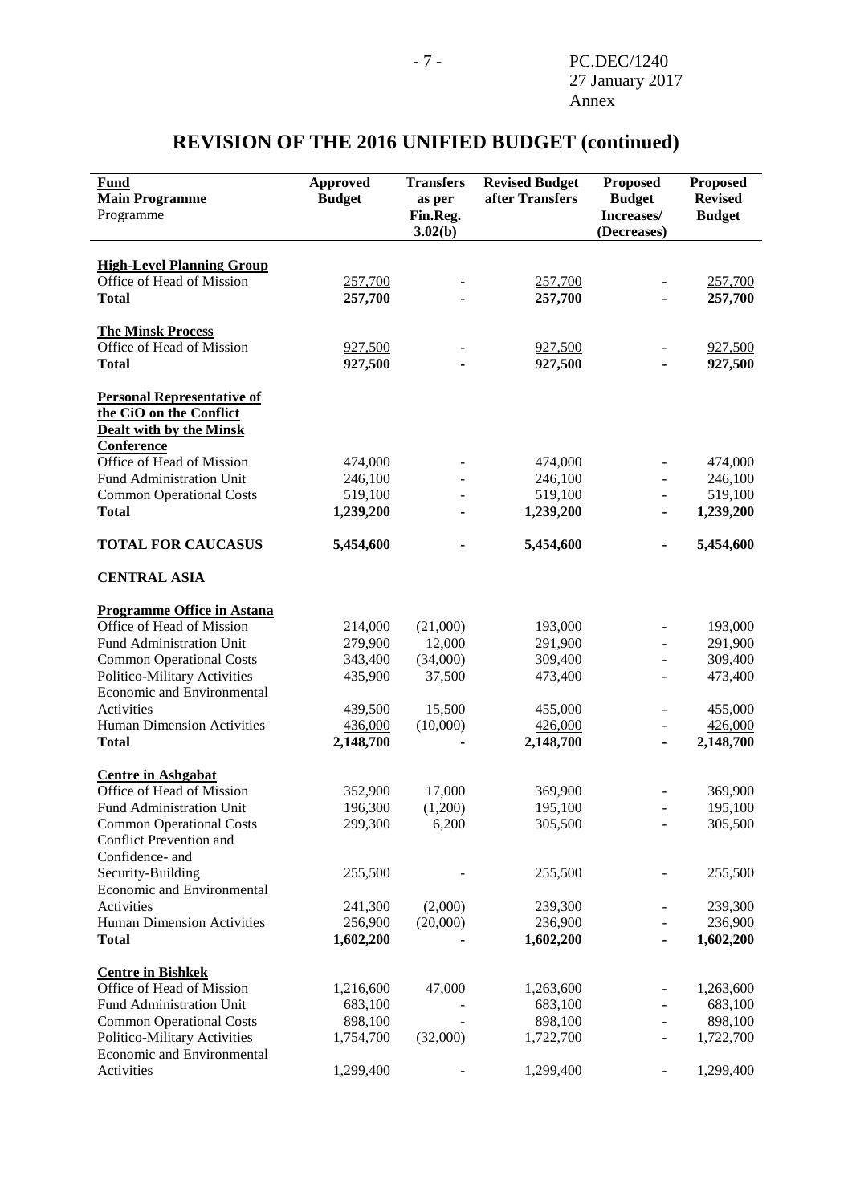# REVISION OF THE 2016 UNIFIED BUDGET (continued)

| Fund<br>Main Programme<br>Programme | Approved Budget | Transfers as per Fin.Reg. 3.02(b) | Revised Budget after Transfers | Proposed Budget Increases/ (Decreases) | Proposed Revised Budget |
|---|---|---|---|---|---|
| **High-Level Planning Group** | | | | | |
| Office of Head of Mission | 257,700 | - | 257,700 | - | 257,700 |
| **Total** | **257,700** | **-** | **257,700** | **-** | **257,700** |
| **The Minsk Process** | | | | | |
| Office of Head of Mission | 927,500 | - | 927,500 | - | 927,500 |
| **Total** | **927,500** | **-** | **927,500** | **-** | **927,500** |
| **Personal Representative of the CiO on the Conflict Dealt with by the Minsk Conference** | | | | | |
| Office of Head of Mission | 474,000 | - | 474,000 | - | 474,000 |
| Fund Administration Unit | 246,100 | - | 246,100 | - | 246,100 |
| Common Operational Costs | 519,100 | - | 519,100 | - | 519,100 |
| **Total** | **1,239,200** | **-** | **1,239,200** | **-** | **1,239,200** |
| **TOTAL FOR CAUCASUS** | **5,454,600** | **-** | **5,454,600** | **-** | **5,454,600** |
| **CENTRAL ASIA** | | | | | |
| **Programme Office in Astana** | | | | | |
| Office of Head of Mission | 214,000 | (21,000) | 193,000 | - | 193,000 |
| Fund Administration Unit | 279,900 | 12,000 | 291,900 | - | 291,900 |
| Common Operational Costs | 343,400 | (34,000) | 309,400 | - | 309,400 |
| Politico-Military Activities | 435,900 | 37,500 | 473,400 | - | 473,400 |
| Economic and Environmental Activities | 439,500 | 15,500 | 455,000 | - | 455,000 |
| Human Dimension Activities | 436,000 | (10,000) | 426,000 | - | 426,000 |
| **Total** | **2,148,700** | **-** | **2,148,700** | **-** | **2,148,700** |
| **Centre in Ashgabat** | | | | | |
| Office of Head of Mission | 352,900 | 17,000 | 369,900 | - | 369,900 |
| Fund Administration Unit | 196,300 | (1,200) | 195,100 | - | 195,100 |
| Common Operational Costs | 299,300 | 6,200 | 305,500 | - | 305,500 |
| Conflict Prevention and Confidence- and Security-Building | 255,500 | - | 255,500 | - | 255,500 |
| Economic and Environmental Activities | 241,300 | (2,000) | 239,300 | - | 239,300 |
| Human Dimension Activities | 256,900 | (20,000) | 236,900 | - | 236,900 |
| **Total** | **1,602,200** | **-** | **1,602,200** | **-** | **1,602,200** |
| **Centre in Bishkek** | | | | | |
| Office of Head of Mission | 1,216,600 | 47,000 | 1,263,600 | - | 1,263,600 |
| Fund Administration Unit | 683,100 | - | 683,100 | - | 683,100 |
| Common Operational Costs | 898,100 | - | 898,100 | - | 898,100 |
| Politico-Military Activities | 1,754,700 | (32,000) | 1,722,700 | - | 1,722,700 |
| Economic and Environmental Activities | 1,299,400 | - | 1,299,400 | - | 1,299,400 |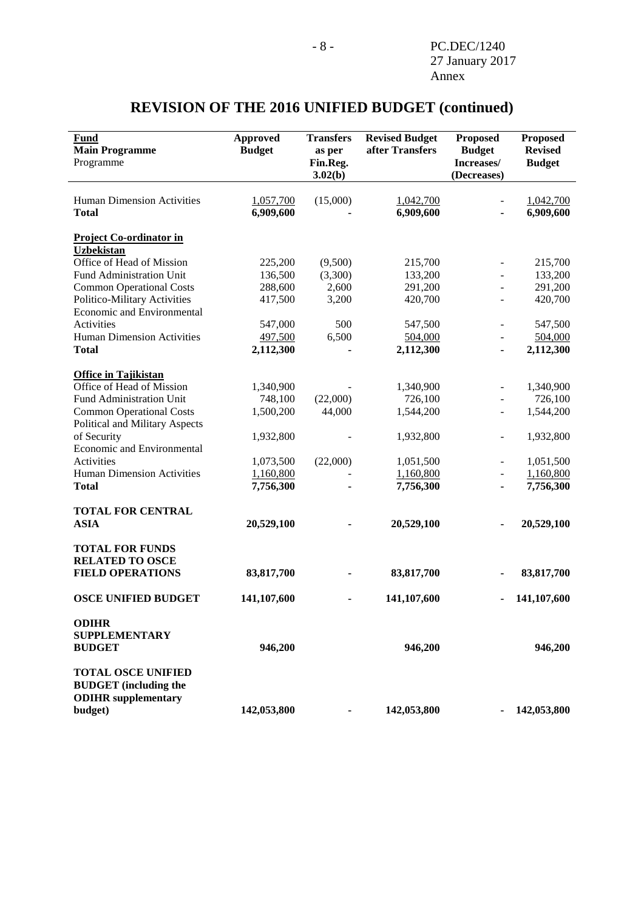# REVISION OF THE 2016 UNIFIED BUDGET (continued)

| **Fund**<br>**Main Programme**<br>Programme | **Approved Budget** | **Transfers as per Fin.Reg. 3.02(b)** | **Revised Budget after Transfers** | **Proposed Budget Increases/ (Decreases)** | **Proposed Revised Budget** |
|---|---|---|---|---|---|
| Human Dimension Activities | 1,057,700 | (15,000) | 1,042,700 | - | 1,042,700 |
| **Total** | **6,909,600** | **-** | **6,909,600** | **-** | **6,909,600** |
| **Project Co-ordinator in Uzbekistan** | | | | | |
| Office of Head of Mission | 225,200 | (9,500) | 215,700 | - | 215,700 |
| Fund Administration Unit | 136,500 | (3,300) | 133,200 | - | 133,200 |
| Common Operational Costs | 288,600 | 2,600 | 291,200 | - | 291,200 |
| Politico-Military Activities | 417,500 | 3,200 | 420,700 | - | 420,700 |
| Economic and Environmental Activities | 547,000 | 500 | 547,500 | - | 547,500 |
| Human Dimension Activities | 497,500 | 6,500 | 504,000 | - | 504,000 |
| **Total** | **2,112,300** | **-** | **2,112,300** | **-** | **2,112,300** |
| **Office in Tajikistan** | | | | | |
| Office of Head of Mission | 1,340,900 | - | 1,340,900 | - | 1,340,900 |
| Fund Administration Unit | 748,100 | (22,000) | 726,100 | - | 726,100 |
| Common Operational Costs | 1,500,200 | 44,000 | 1,544,200 | - | 1,544,200 |
| Political and Military Aspects of Security | 1,932,800 | - | 1,932,800 | - | 1,932,800 |
| Economic and Environmental Activities | 1,073,500 | (22,000) | 1,051,500 | - | 1,051,500 |
| Human Dimension Activities | 1,160,800 | - | 1,160,800 | - | 1,160,800 |
| **Total** | **7,756,300** | **-** | **7,756,300** | **-** | **7,756,300** |
| **TOTAL FOR CENTRAL ASIA** | **20,529,100** | **-** | **20,529,100** | **-** | **20,529,100** |
| **TOTAL FOR FUNDS RELATED TO OSCE FIELD OPERATIONS** | **83,817,700** | **-** | **83,817,700** | **-** | **83,817,700** |
| **OSCE UNIFIED BUDGET** | **141,107,600** | **-** | **141,107,600** | **-** | **141,107,600** |
| **ODIHR SUPPLEMENTARY BUDGET** | **946,200** | | **946,200** | | **946,200** |
| **TOTAL OSCE UNIFIED BUDGET (including the ODIHR supplementary budget)** | **142,053,800** | **-** | **142,053,800** | **-** | **142,053,800** |